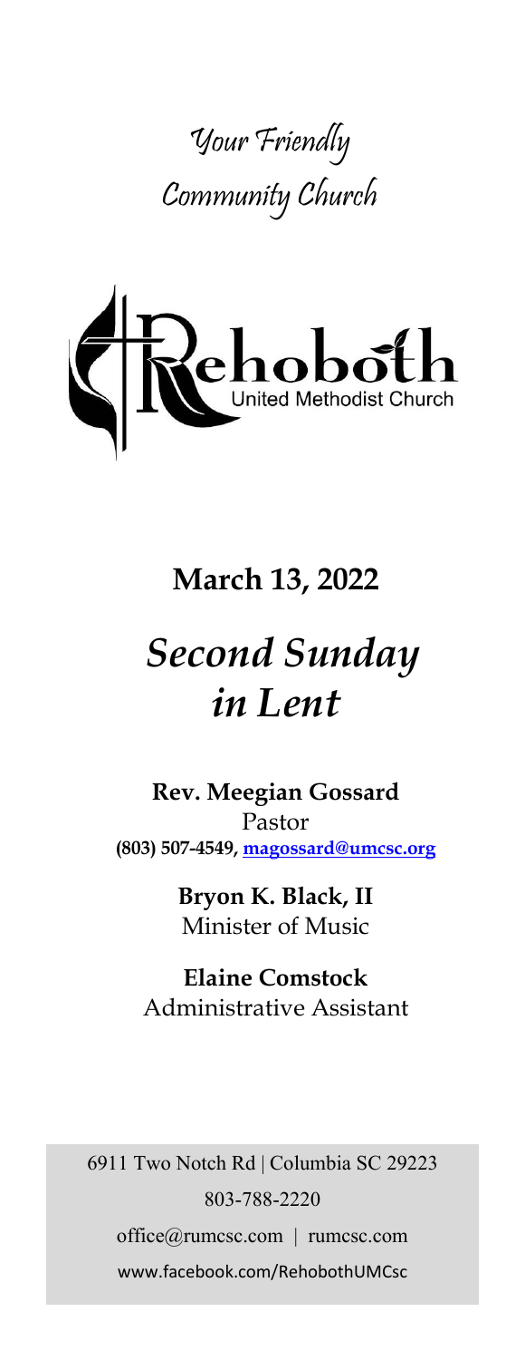Your Friendly Community Church

Rehoboth United Methodist Church

## March 13, 2022

# *Second Sunday in Lent*

**Rev. Meegian Gossard**
Pastor
**(803) 507-4549, magossard@umcsc.org**

**Bryon K. Black, II**
Minister of Music

**Elaine Comstock**
Administrative Assistant

6911 Two Notch Rd | Columbia SC 29223
803-788-2220
office@rumcsc.com | rumcsc.com
www.facebook.com/RehobothUMCsc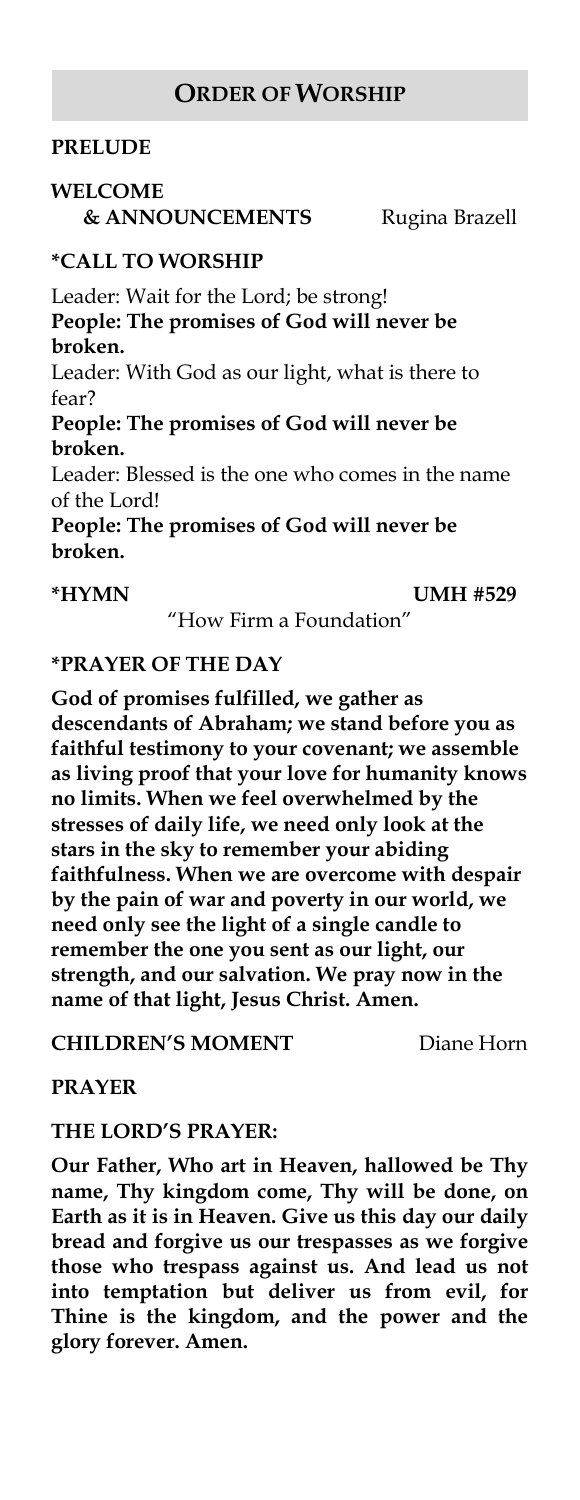## ORDER OF WORSHIP

**PRELUDE**

**WELCOME & ANNOUNCEMENTS** Rugina Brazell

**\*CALL TO WORSHIP**

Leader: Wait for the Lord; be strong!
**People: The promises of God will never be broken.**

Leader: With God as our light, what is there to fear?
**People: The promises of God will never be broken.**

Leader: Blessed is the one who comes in the name of the Lord!
**People: The promises of God will never be broken.**

**\*HYMN** **UMH #529**
"How Firm a Foundation"

**\*PRAYER OF THE DAY**

**God of promises fulfilled, we gather as descendants of Abraham; we stand before you as faithful testimony to your covenant; we assemble as living proof that your love for humanity knows no limits. When we feel overwhelmed by the stresses of daily life, we need only look at the stars in the sky to remember your abiding faithfulness. When we are overcome with despair by the pain of war and poverty in our world, we need only see the light of a single candle to remember the one you sent as our light, our strength, and our salvation. We pray now in the name of that light, Jesus Christ. Amen.**

**CHILDREN'S MOMENT** Diane Horn

**PRAYER**

**THE LORD'S PRAYER:**

**Our Father, Who art in Heaven, hallowed be Thy name, Thy kingdom come, Thy will be done, on Earth as it is in Heaven. Give us this day our daily bread and forgive us our trespasses as we forgive those who trespass against us. And lead us not into temptation but deliver us from evil, for Thine is the kingdom, and the power and the glory forever. Amen.**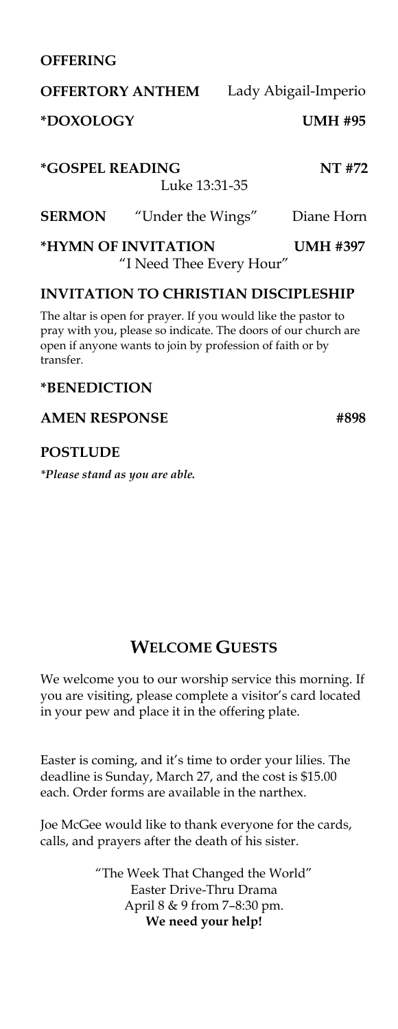**OFFERING**

**OFFERTORY ANTHEM** Lady Abigail-Imperio

**\*DOXOLOGY** **UMH #95**

**\*GOSPEL READING** **NT #72**
Luke 13:31-35

**SERMON** "Under the Wings" Diane Horn

**\*HYMN OF INVITATION** **UMH #397**
"I Need Thee Every Hour"

**INVITATION TO CHRISTIAN DISCIPLESHIP**

The altar is open for prayer. If you would like the pastor to pray with you, please so indicate. The doors of our church are open if anyone wants to join by profession of faith or by transfer.

**\*BENEDICTION**

**AMEN RESPONSE** **#898**

**POSTLUDE**

*\*Please stand as you are able.*

## WELCOME GUESTS

We welcome you to our worship service this morning. If you are visiting, please complete a visitor's card located in your pew and place it in the offering plate.

Easter is coming, and it's time to order your lilies. The deadline is Sunday, March 27, and the cost is $15.00 each. Order forms are available in the narthex.

Joe McGee would like to thank everyone for the cards, calls, and prayers after the death of his sister.

"The Week That Changed the World"
Easter Drive-Thru Drama
April 8 & 9 from 7–8:30 pm.
**We need your help!**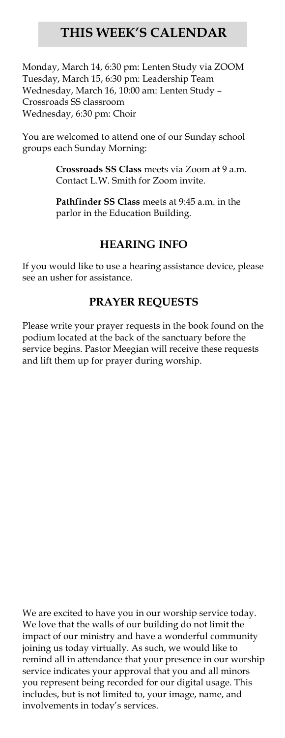## THIS WEEK'S CALENDAR

Monday, March 14, 6:30 pm: Lenten Study via ZOOM
Tuesday, March 15, 6:30 pm: Leadership Team
Wednesday, March 16, 10:00 am: Lenten Study – Crossroads SS classroom
Wednesday, 6:30 pm: Choir

You are welcomed to attend one of our Sunday school groups each Sunday Morning:

> **Crossroads SS Class** meets via Zoom at 9 a.m. Contact L.W. Smith for Zoom invite.
>
> **Pathfinder SS Class** meets at 9:45 a.m. in the parlor in the Education Building.

## HEARING INFO

If you would like to use a hearing assistance device, please see an usher for assistance.

## PRAYER REQUESTS

Please write your prayer requests in the book found on the podium located at the back of the sanctuary before the service begins. Pastor Meegian will receive these requests and lift them up for prayer during worship.

We are excited to have you in our worship service today. We love that the walls of our building do not limit the impact of our ministry and have a wonderful community joining us today virtually. As such, we would like to remind all in attendance that your presence in our worship service indicates your approval that you and all minors you represent being recorded for our digital usage. This includes, but is not limited to, your image, name, and involvements in today's services.